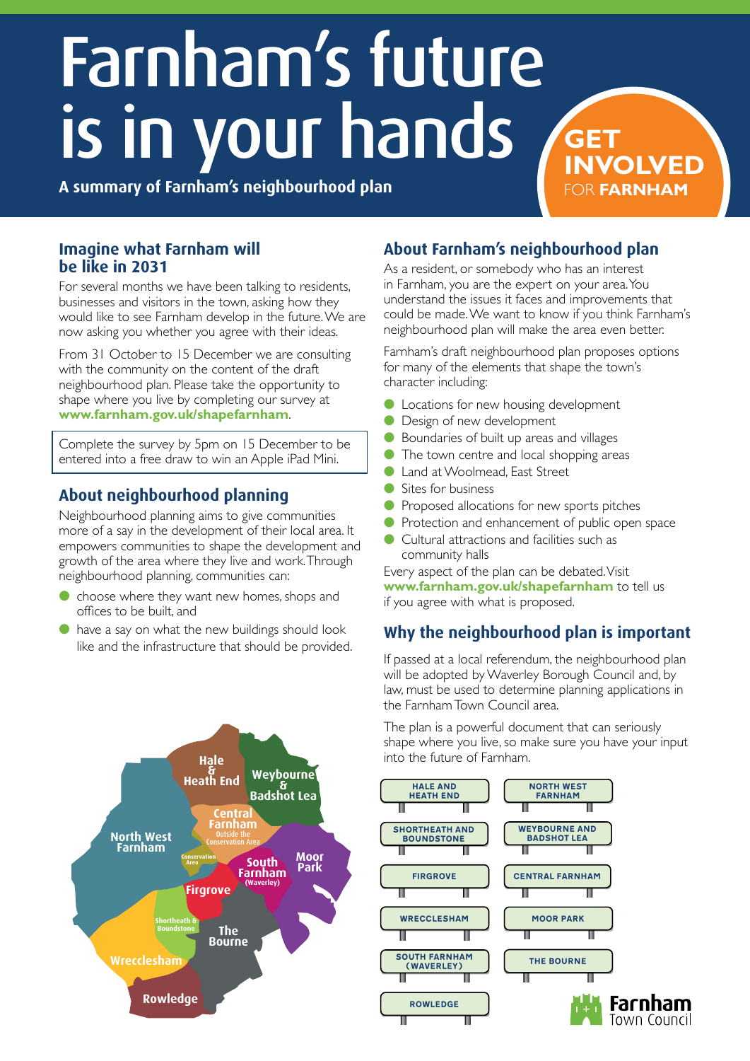# Farnham's future is in your hands

**A summary of Farnham's neighbourhood plan**

**GET INVOLVED FOR FARNHAM**

## Imagine what Farnham will be like in 2031

For several months we have been talking to residents, businesses and visitors in the town, asking how they would like to see Farnham develop in the future. We are now asking you whether you agree with their ideas.

From 31 October to 15 December we are consulting with the community on the content of the draft neighbourhood plan. Please take the opportunity to shape where you live by completing our survey at **www.farnham.gov.uk/shapefarnham**.

Complete the survey by 5pm on 15 December to be entered into a free draw to win an Apple iPad Mini.

## About neighbourhood planning

Neighbourhood planning aims to give communities more of a say in the development of their local area. It empowers communities to shape the development and growth of the area where they live and work. Through neighbourhood planning, communities can:

- choose where they want new homes, shops and offices to be built, and
- have a say on what the new buildings should look like and the infrastructure that should be provided.

## About Farnham's neighbourhood plan

As a resident, or somebody who has an interest in Farnham, you are the expert on your area. You understand the issues it faces and improvements that could be made. We want to know if you think Farnham's neighbourhood plan will make the area even better.

Farnham's draft neighbourhood plan proposes options for many of the elements that shape the town's character including:

- Locations for new housing development
- Design of new development
- Boundaries of built up areas and villages
- The town centre and local shopping areas
- Land at Woolmead, East Street
- Sites for business
- Proposed allocations for new sports pitches
- Protection and enhancement of public open space
- Cultural attractions and facilities such as community halls

Every aspect of the plan can be debated. Visit **www.farnham.gov.uk/shapefarnham** to tell us if you agree with what is proposed.

## Why the neighbourhood plan is important

If passed at a local referendum, the neighbourhood plan will be adopted by Waverley Borough Council and, by law, must be used to determine planning applications in the Farnham Town Council area.

The plan is a powerful document that can seriously shape where you live, so make sure you have your input into the future of Farnham.

Hale & Heath End · Weybourne & Badshot Lea · Central Farnham (Outside the Conservation Area) · Conservation Area · North West Farnham · Moor Park · South Farnham (Waverley) · Firgrove · Shortheath & Boundstone · The Bourne · Wrecclesham · Rowledge

HALE AND HEATH END · NORTH WEST FARNHAM · SHORTHEATH AND BOUNDSTONE · WEYBOURNE AND BADSHOT LEA · FIRGROVE · CENTRAL FARNHAM · WRECCLESHAM · MOOR PARK · SOUTH FARNHAM (WAVERLEY) · THE BOURNE · ROWLEDGE

Farnham Town Council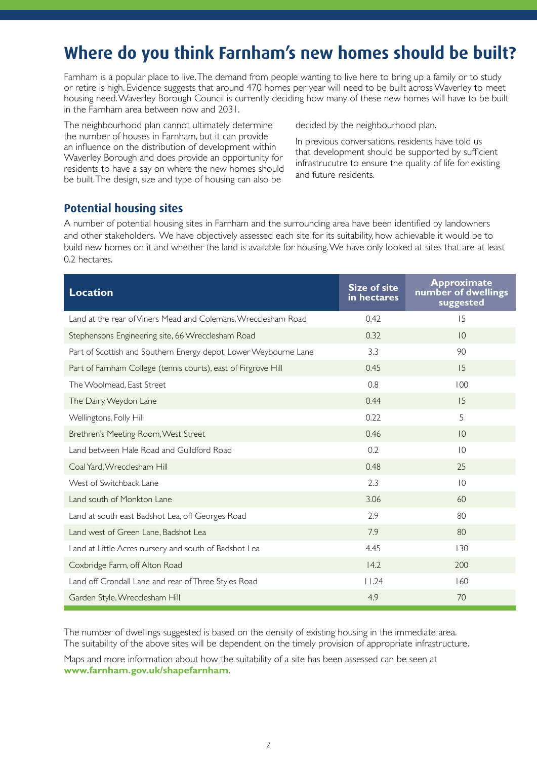# Where do you think Farnham's new homes should be built?

Farnham is a popular place to live. The demand from people wanting to live here to bring up a family or to study or retire is high. Evidence suggests that around 470 homes per year will need to be built across Waverley to meet housing need. Waverley Borough Council is currently deciding how many of these new homes will have to be built in the Farnham area between now and 2031.

The neighbourhood plan cannot ultimately determine the number of houses in Farnham, but it can provide an influence on the distribution of development within Waverley Borough and does provide an opportunity for residents to have a say on where the new homes should be built. The design, size and type of housing can also be decided by the neighbourhood plan.

In previous conversations, residents have told us that development should be supported by sufficient infrastrucutre to ensure the quality of life for existing and future residents.

## Potential housing sites

A number of potential housing sites in Farnham and the surrounding area have been identified by landowners and other stakeholders. We have objectively assessed each site for its suitability, how achievable it would be to build new homes on it and whether the land is available for housing. We have only looked at sites that are at least 0.2 hectares.

| Location | Size of site in hectares | Approximate number of dwellings suggested |
|---|---|---|
| Land at the rear of Viners Mead and Colemans, Wrecclesham Road | 0.42 | 15 |
| Stephensons Engineering site, 66 Wrecclesham Road | 0.32 | 10 |
| Part of Scottish and Southern Energy depot, Lower Weybourne Lane | 3.3 | 90 |
| Part of Farnham College (tennis courts), east of Firgrove Hill | 0.45 | 15 |
| The Woolmead, East Street | 0.8 | 100 |
| The Dairy, Weydon Lane | 0.44 | 15 |
| Wellingtons, Folly Hill | 0.22 | 5 |
| Brethren's Meeting Room, West Street | 0.46 | 10 |
| Land between Hale Road and Guildford Road | 0.2 | 10 |
| Coal Yard, Wrecclesham Hill | 0.48 | 25 |
| West of Switchback Lane | 2.3 | 10 |
| Land south of Monkton Lane | 3.06 | 60 |
| Land at south east Badshot Lea, off Georges Road | 2.9 | 80 |
| Land west of Green Lane, Badshot Lea | 7.9 | 80 |
| Land at Little Acres nursery and south of Badshot Lea | 4.45 | 130 |
| Coxbridge Farm, off Alton Road | 14.2 | 200 |
| Land off Crondall Lane and rear of Three Styles Road | 11.24 | 160 |
| Garden Style, Wrecclesham Hill | 4.9 | 70 |

The number of dwellings suggested is based on the density of existing housing in the immediate area. The suitability of the above sites will be dependent on the timely provision of appropriate infrastructure.

Maps and more information about how the suitability of a site has been assessed can be seen at **www.farnham.gov.uk/shapefarnham**.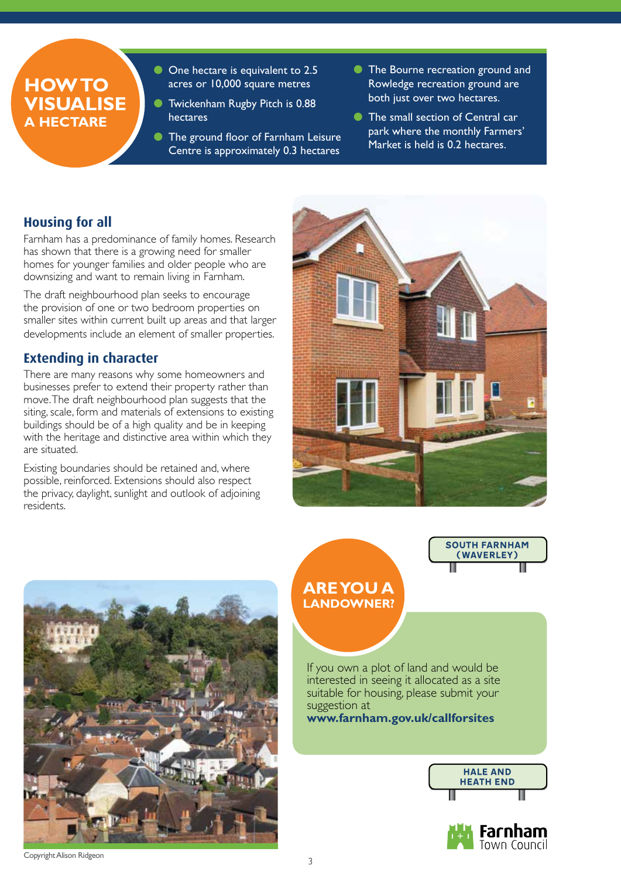## HOW TO VISUALISE A HECTARE

- One hectare is equivalent to 2.5 acres or 10,000 square metres
- Twickenham Rugby Pitch is 0.88 hectares
- The ground floor of Farnham Leisure Centre is approximately 0.3 hectares
- The Bourne recreation ground and Rowledge recreation ground are both just over two hectares.
- The small section of Central car park where the monthly Farmers' Market is held is 0.2 hectares.

### Housing for all

Farnham has a predominance of family homes. Research has shown that there is a growing need for smaller homes for younger families and older people who are downsizing and want to remain living in Farnham.

The draft neighbourhood plan seeks to encourage the provision of one or two bedroom properties on smaller sites within current built up areas and that larger developments include an element of smaller properties.

### Extending in character

There are many reasons why some homeowners and businesses prefer to extend their property rather than move. The draft neighbourhood plan suggests that the siting, scale, form and materials of extensions to existing buildings should be of a high quality and be in keeping with the heritage and distinctive area within which they are situated.

Existing boundaries should be retained and, where possible, reinforced. Extensions should also respect the privacy, daylight, sunlight and outlook of adjoining residents.

Copyright Alison Ridgeon

SOUTH FARNHAM (WAVERLEY)

## ARE YOU A LANDOWNER?

If you own a plot of land and would be interested in seeing it allocated as a site suitable for housing, please submit your suggestion at **www.farnham.gov.uk/callforsites**

HALE AND HEATH END

Farnham Town Council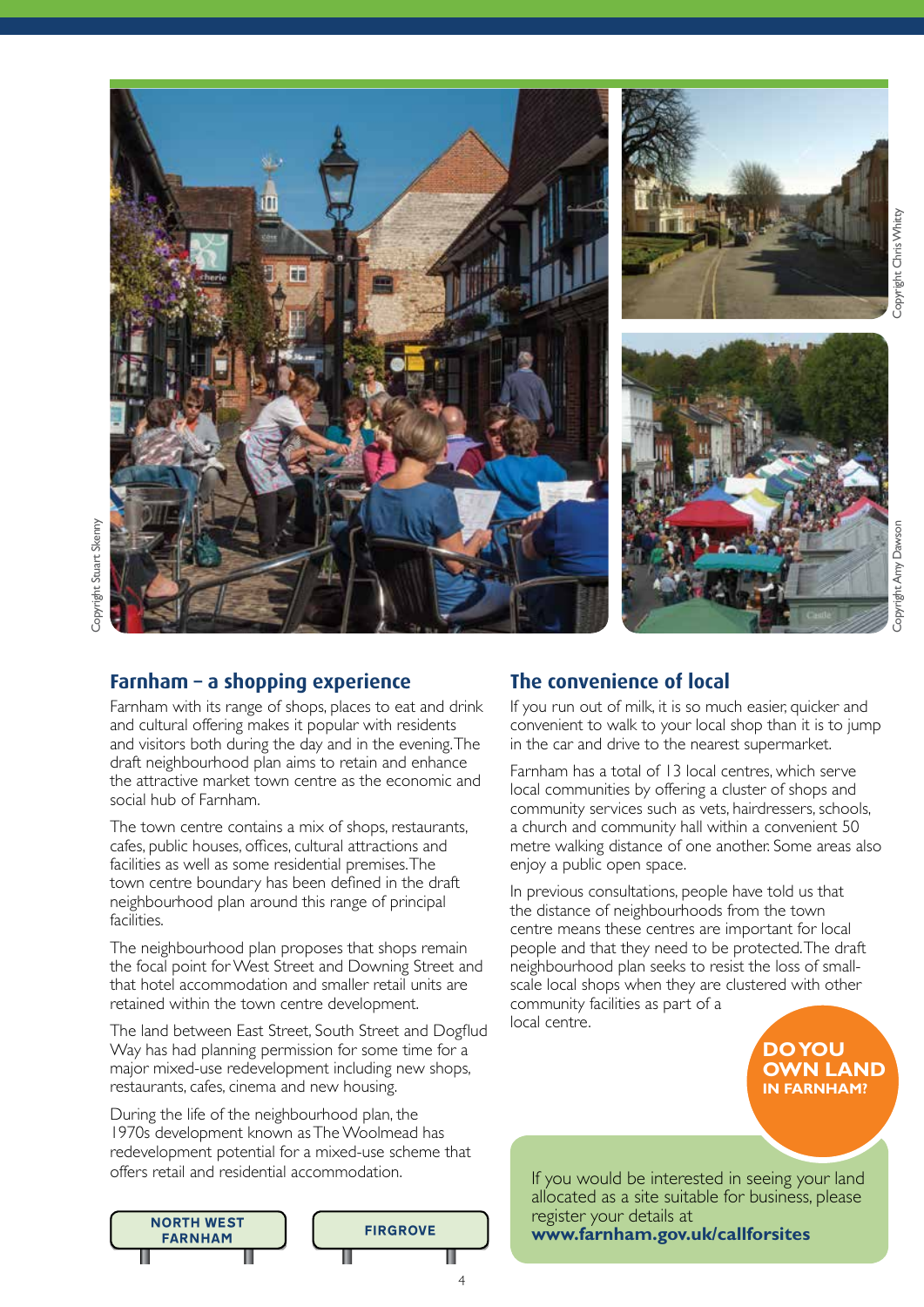Copyright Stuart Skenny

Copyright Chris Whitty

Copyright Amy Dawson

## Farnham – a shopping experience

Farnham with its range of shops, places to eat and drink and cultural offering makes it popular with residents and visitors both during the day and in the evening. The draft neighbourhood plan aims to retain and enhance the attractive market town centre as the economic and social hub of Farnham.

The town centre contains a mix of shops, restaurants, cafes, public houses, offices, cultural attractions and facilities as well as some residential premises. The town centre boundary has been defined in the draft neighbourhood plan around this range of principal facilities.

The neighbourhood plan proposes that shops remain the focal point for West Street and Downing Street and that hotel accommodation and smaller retail units are retained within the town centre development.

The land between East Street, South Street and Dogflud Way has had planning permission for some time for a major mixed-use redevelopment including new shops, restaurants, cafes, cinema and new housing.

During the life of the neighbourhood plan, the 1970s development known as The Woolmead has redevelopment potential for a mixed-use scheme that offers retail and residential accommodation.

NORTH WEST FARNHAM

FIRGROVE

## The convenience of local

If you run out of milk, it is so much easier, quicker and convenient to walk to your local shop than it is to jump in the car and drive to the nearest supermarket.

Farnham has a total of 13 local centres, which serve local communities by offering a cluster of shops and community services such as vets, hairdressers, schools, a church and community hall within a convenient 50 metre walking distance of one another. Some areas also enjoy a public open space.

In previous consultations, people have told us that the distance of neighbourhoods from the town centre means these centres are important for local people and that they need to be protected. The draft neighbourhood plan seeks to resist the loss of small-scale local shops when they are clustered with other community facilities as part of a local centre.

**DO YOU OWN LAND IN FARNHAM?**

If you would be interested in seeing your land allocated as a site suitable for business, please register your details at **www.farnham.gov.uk/callforsites**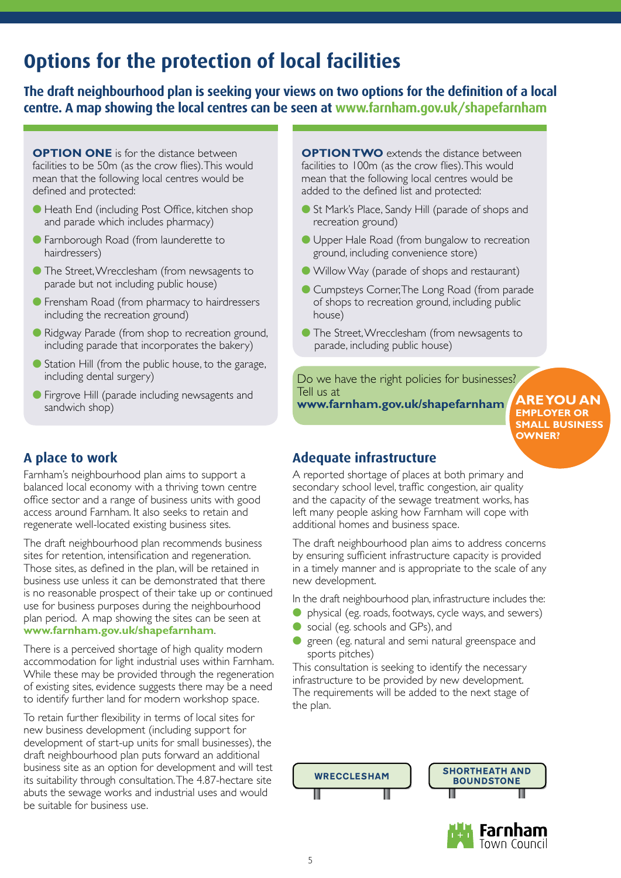# Options for the protection of local facilities

**The draft neighbourhood plan is seeking your views on two options for the definition of a local centre. A map showing the local centres can be seen at www.farnham.gov.uk/shapefarnham**

**OPTION ONE** is for the distance between facilities to be 50m (as the crow flies). This would mean that the following local centres would be defined and protected:

- Heath End (including Post Office, kitchen shop and parade which includes pharmacy)
- Farnborough Road (from launderette to hairdressers)
- The Street, Wrecclesham (from newsagents to parade but not including public house)
- Frensham Road (from pharmacy to hairdressers including the recreation ground)
- Ridgway Parade (from shop to recreation ground, including parade that incorporates the bakery)
- Station Hill (from the public house, to the garage, including dental surgery)
- Firgrove Hill (parade including newsagents and sandwich shop)

**OPTION TWO** extends the distance between facilities to 100m (as the crow flies). This would mean that the following local centres would be added to the defined list and protected:

- St Mark's Place, Sandy Hill (parade of shops and recreation ground)
- Upper Hale Road (from bungalow to recreation ground, including convenience store)
- Willow Way (parade of shops and restaurant)
- Cumpsteys Corner, The Long Road (from parade of shops to recreation ground, including public house)
- The Street, Wrecclesham (from newsagents to parade, including public house)

Do we have the right policies for businesses? Tell us at **www.farnham.gov.uk/shapefarnham**

**ARE YOU AN EMPLOYER OR SMALL BUSINESS OWNER?**

## A place to work

Farnham's neighbourhood plan aims to support a balanced local economy with a thriving town centre office sector and a range of business units with good access around Farnham. It also seeks to retain and regenerate well-located existing business sites.

The draft neighbourhood plan recommends business sites for retention, intensification and regeneration. Those sites, as defined in the plan, will be retained in business use unless it can be demonstrated that there is no reasonable prospect of their take up or continued use for business purposes during the neighbourhood plan period. A map showing the sites can be seen at **www.farnham.gov.uk/shapefarnham**.

There is a perceived shortage of high quality modern accommodation for light industrial uses within Farnham. While these may be provided through the regeneration of existing sites, evidence suggests there may be a need to identify further land for modern workshop space.

To retain further flexibility in terms of local sites for new business development (including support for development of start-up units for small businesses), the draft neighbourhood plan puts forward an additional business site as an option for development and will test its suitability through consultation. The 4.87-hectare site abuts the sewage works and industrial uses and would be suitable for business use.

## Adequate infrastructure

A reported shortage of places at both primary and secondary school level, traffic congestion, air quality and the capacity of the sewage treatment works, has left many people asking how Farnham will cope with additional homes and business space.

The draft neighbourhood plan aims to address concerns by ensuring sufficient infrastructure capacity is provided in a timely manner and is appropriate to the scale of any new development.

In the draft neighbourhood plan, infrastructure includes the:

- physical (eg. roads, footways, cycle ways, and sewers)
- social (eg. schools and GPs), and
- green (eg. natural and semi natural greenspace and sports pitches)

This consultation is seeking to identify the necessary infrastructure to be provided by new development. The requirements will be added to the next stage of the plan.

WRECCLESHAM

SHORTHEATH AND BOUNDSTONE

Farnham Town Council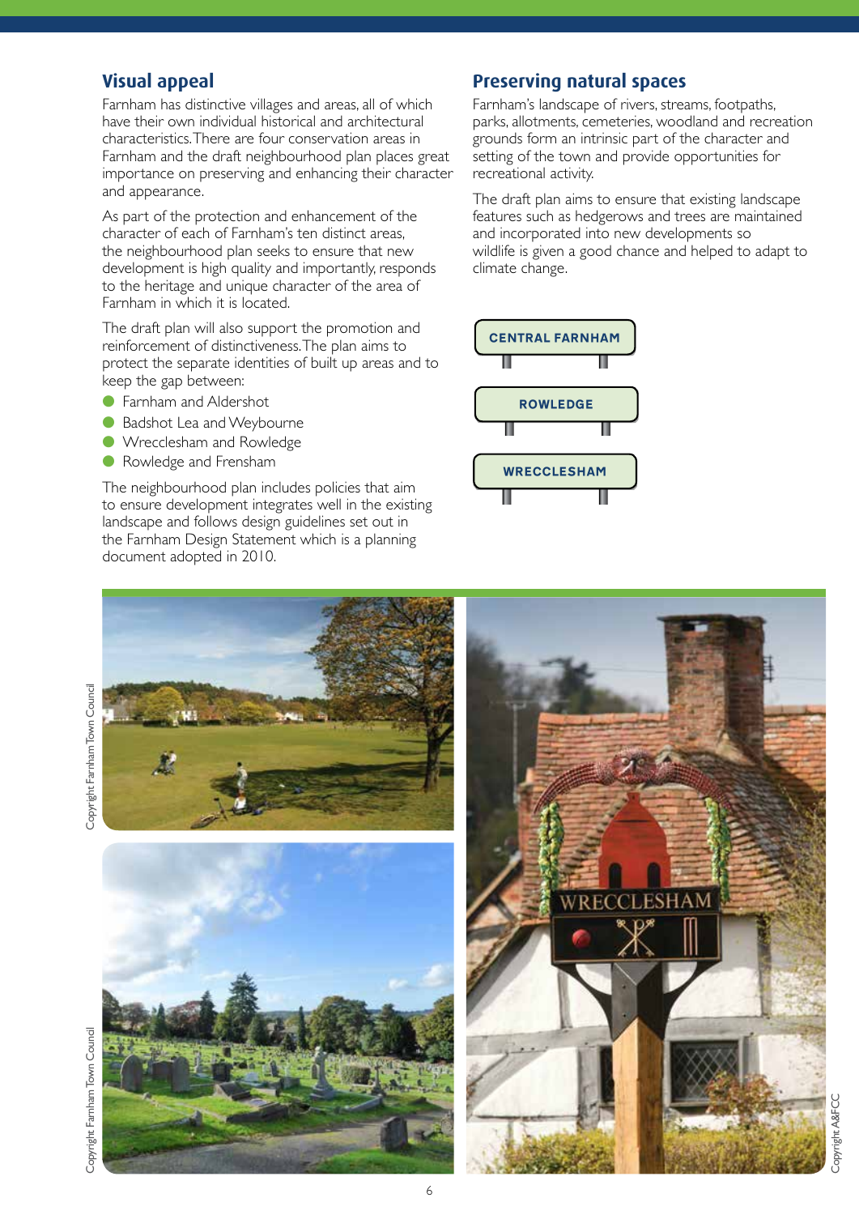## Visual appeal

Farnham has distinctive villages and areas, all of which have their own individual historical and architectural characteristics. There are four conservation areas in Farnham and the draft neighbourhood plan places great importance on preserving and enhancing their character and appearance.

As part of the protection and enhancement of the character of each of Farnham's ten distinct areas, the neighbourhood plan seeks to ensure that new development is high quality and importantly, responds to the heritage and unique character of the area of Farnham in which it is located.

The draft plan will also support the promotion and reinforcement of distinctiveness. The plan aims to protect the separate identities of built up areas and to keep the gap between:

- Farnham and Aldershot
- Badshot Lea and Weybourne
- Wrecclesham and Rowledge
- Rowledge and Frensham

The neighbourhood plan includes policies that aim to ensure development integrates well in the existing landscape and follows design guidelines set out in the Farnham Design Statement which is a planning document adopted in 2010.

## Preserving natural spaces

Farnham's landscape of rivers, streams, footpaths, parks, allotments, cemeteries, woodland and recreation grounds form an intrinsic part of the character and setting of the town and provide opportunities for recreational activity.

The draft plan aims to ensure that existing landscape features such as hedgerows and trees are maintained and incorporated into new developments so wildlife is given a good chance and helped to adapt to climate change.

CENTRAL FARNHAM

ROWLEDGE

WRECCLESHAM

Copyright Farnham Town Council

Copyright Farnham Town Council

Copyright A&FCC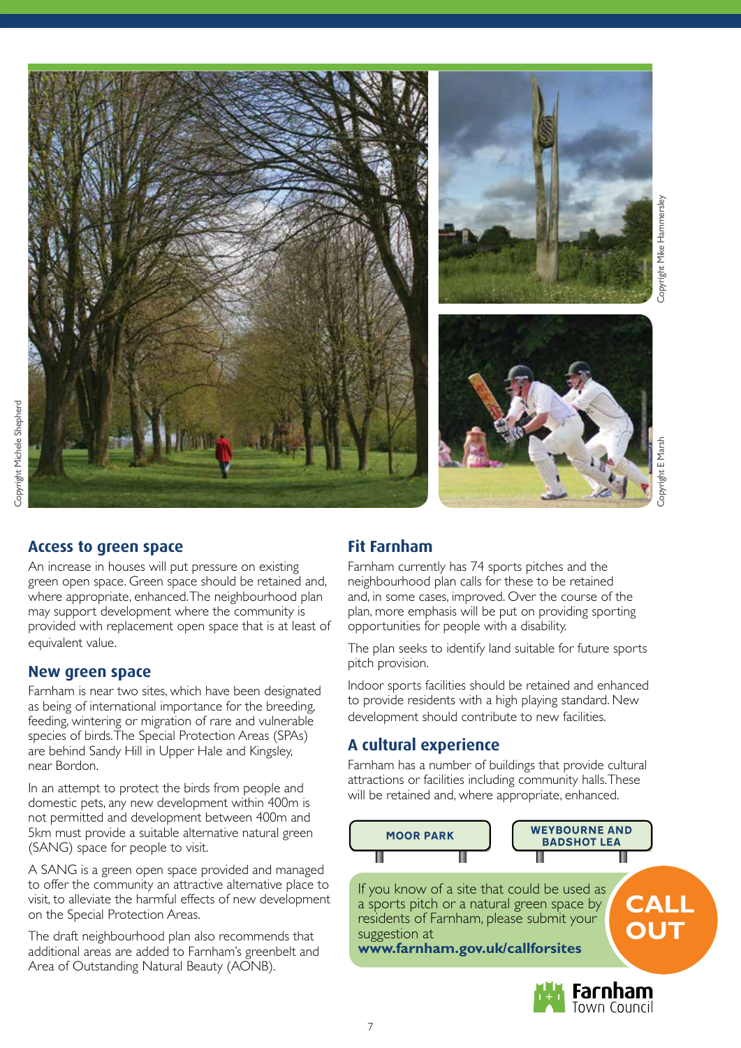Copyright Michele Shepherd

Copyright Mike Hammersley

Copyright E Marsh

## Access to green space

An increase in houses will put pressure on existing green open space. Green space should be retained and, where appropriate, enhanced. The neighbourhood plan may support development where the community is provided with replacement open space that is at least of equivalent value.

## New green space

Farnham is near two sites, which have been designated as being of international importance for the breeding, feeding, wintering or migration of rare and vulnerable species of birds. The Special Protection Areas (SPAs) are behind Sandy Hill in Upper Hale and Kingsley, near Bordon.

In an attempt to protect the birds from people and domestic pets, any new development within 400m is not permitted and development between 400m and 5km must provide a suitable alternative natural green (SANG) space for people to visit.

A SANG is a green open space provided and managed to offer the community an attractive alternative place to visit, to alleviate the harmful effects of new development on the Special Protection Areas.

The draft neighbourhood plan also recommends that additional areas are added to Farnham's greenbelt and Area of Outstanding Natural Beauty (AONB).

## Fit Farnham

Farnham currently has 74 sports pitches and the neighbourhood plan calls for these to be retained and, in some cases, improved. Over the course of the plan, more emphasis will be put on providing sporting opportunities for people with a disability.

The plan seeks to identify land suitable for future sports pitch provision.

Indoor sports facilities should be retained and enhanced to provide residents with a high playing standard. New development should contribute to new facilities.

## A cultural experience

Farnham has a number of buildings that provide cultural attractions or facilities including community halls. These will be retained and, where appropriate, enhanced.

MOOR PARK

WEYBOURNE AND BADSHOT LEA

**CALL OUT**

If you know of a site that could be used as a sports pitch or a natural green space by residents of Farnham, please submit your suggestion at **www.farnham.gov.uk/callforsites**

Farnham Town Council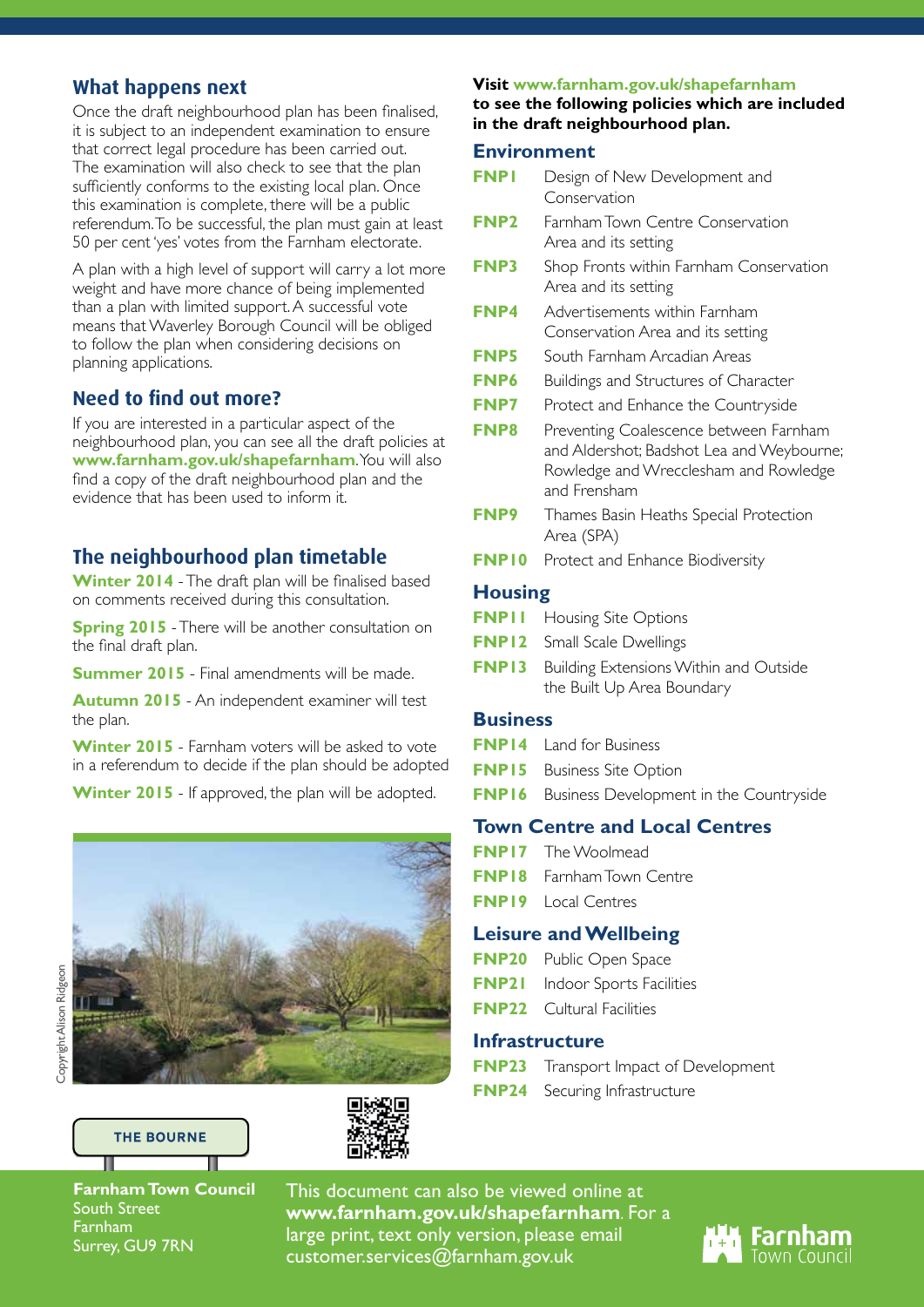## What happens next

Once the draft neighbourhood plan has been finalised, it is subject to an independent examination to ensure that correct legal procedure has been carried out. The examination will also check to see that the plan sufficiently conforms to the existing local plan. Once this examination is complete, there will be a public referendum. To be successful, the plan must gain at least 50 per cent 'yes' votes from the Farnham electorate.

A plan with a high level of support will carry a lot more weight and have more chance of being implemented than a plan with limited support. A successful vote means that Waverley Borough Council will be obliged to follow the plan when considering decisions on planning applications.

## Need to find out more?

If you are interested in a particular aspect of the neighbourhood plan, you can see all the draft policies at **www.farnham.gov.uk/shapefarnham**. You will also find a copy of the draft neighbourhood plan and the evidence that has been used to inform it.

## The neighbourhood plan timetable

**Winter 2014** - The draft plan will be finalised based on comments received during this consultation.

**Spring 2015** - There will be another consultation on the final draft plan.

**Summer 2015** - Final amendments will be made.

**Autumn 2015** - An independent examiner will test the plan.

**Winter 2015** - Farnham voters will be asked to vote in a referendum to decide if the plan should be adopted

**Winter 2015** - If approved, the plan will be adopted.

Copyright Alison Ridgeon

THE BOURNE

**Visit www.farnham.gov.uk/shapefarnham to see the following policies which are included in the draft neighbourhood plan.**

### Environment

- **FNP1** Design of New Development and Conservation
- **FNP2** Farnham Town Centre Conservation Area and its setting
- **FNP3** Shop Fronts within Farnham Conservation Area and its setting
- **FNP4** Advertisements within Farnham Conservation Area and its setting
- **FNP5** South Farnham Arcadian Areas
- **FNP6** Buildings and Structures of Character
- **FNP7** Protect and Enhance the Countryside
- **FNP8** Preventing Coalescence between Farnham and Aldershot; Badshot Lea and Weybourne; Rowledge and Wrecclesham and Rowledge and Frensham
- **FNP9** Thames Basin Heaths Special Protection Area (SPA)
- **FNP10** Protect and Enhance Biodiversity

### Housing

- **FNP11** Housing Site Options
- **FNP12** Small Scale Dwellings
- **FNP13** Building Extensions Within and Outside the Built Up Area Boundary

### Business

- **FNP14** Land for Business
- **FNP15** Business Site Option
- **FNP16** Business Development in the Countryside

### Town Centre and Local Centres

- **FNP17** The Woolmead
- **FNP18** Farnham Town Centre
- **FNP19** Local Centres

### Leisure and Wellbeing

- **FNP20** Public Open Space
- **FNP21** Indoor Sports Facilities
- **FNP22** Cultural Facilities

### Infrastructure

- **FNP23** Transport Impact of Development
- **FNP24** Securing Infrastructure

**Farnham Town Council**
South Street
Farnham
Surrey, GU9 7RN

This document can also be viewed online at **www.farnham.gov.uk/shapefarnham**. For a large print, text only version, please email customer.services@farnham.gov.uk

Farnham Town Council